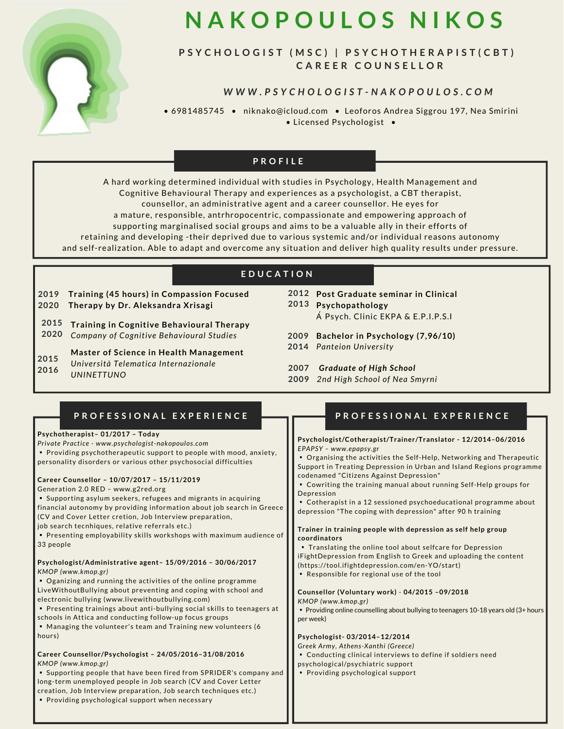# NAKOPOULOS NIKOS

**PSYCHOLOGIST (MSC) | PSYCHOTHERAPIST(CBT)**
**CAREER COUNSELLOR**

*WWW.PSYCHOLOGIST-NAKOPOULOS.COM*

• 6981485745 • niknako@icloud.com • Leoforos Andrea Siggrou 197, Nea Smirini • Licensed Psychologist •

## PROFILE

A hard working determined individual with studies in Psychology, Health Management and Cognitive Behavioural Therapy and experiences as a psychologist, a CBT therapist, counsellor, an administrative agent and a career counsellor. He eyes for a mature, responsible, antrhropocentric, compassionate and empowering approach of supporting marginalised social groups and aims to be a valuable ally in their efforts of retaining and developing -their deprived due to various systemic and/or individual reasons autonomy and self-realization. Able to adapt and overcome any situation and deliver high quality results under pressure.

## EDUCATION

**2019 – 2020** **Training (45 hours) in Compassion Focused Therapy by Dr. Aleksandra Xrisagi**

**2015 – 2020** **Training in Cognitive Behavioural Therapy**
*Company of Cognitive Behavioural Studies*

**2015 – 2016** **Master of Science in Health Management**
*Università Telematica Internazionale UNINETTUNO*

**2012 – 2013** **Post Graduate seminar in Clinical Psychopathology**
Á Psych. Clinic EKPA & E.P.I.P.S.I

**2009 – 2014** **Bachelor in Psychology (7,96/10)**
*Panteion University*

**2007 – 2009** ***Graduate of High School***
*2nd High School of Nea Smyrni*

## PROFESSIONAL EXPERIENCE

**Psychotherapist– 01/2017 – Today**
*Private Practice - www.psychologist-nakopoulos.com*
- Providing psychotherapeutic support to people with mood, anxiety, personality disorders or various other psychosocial difficulties

**Career Counsellor – 10/07/2017 – 15/11/2019**
Generation 2.0 RED – www.g2red.org
- Supporting asylum seekers, refugees and migrants in acquiring financial autonomy by providing information about job search in Greece (CV and Cover Letter cretion, Job Interview preparation, job search tecnhiques, relative referrals etc.)
- Presenting employability skills workshops with maximum audience of 33 people

**Psychologist/Administrative agent– 15/09/2016 – 30/06/2017**
*KMOP (www.kmop.gr)*
- Oganizing and running the activities of the online programme LiveWithoutBullying about preventing and coping with school and electronic bullying (www.livewithoutbullying.com)
- Presenting trainings about anti-bullying social skills to teenagers at schools in Attica and conducting follow-up focus groups
- Managing the volunteer's team and Training new volunteers (6 hours)

**Career Counsellor/Psychologist – 24/05/2016–31/08/2016**
*KMOP (www.kmop.gr)*
- Supporting people that have been fired from SPRIDER's company and long-term unemployed people in Job search (CV and Cover Letter creation, Job Interview preparation, Job search techniques etc.)
- Providing psychological support when necessary

## PROFESSIONAL EXPERIENCE

**Psychologist/Cotherapist/Trainer/Translator - 12/2014–06/2016**
*EPAPSY – www.epapsy.gr*
- Organising the activities the Self-Help, Networking and Therapeutic Support in Treating Depression in Urban and Island Regions programme codenamed "Citizens Against Depression"
- Cowriting the training manual about running Self-Help groups for Depression
- Cotherapist in a 12 sessioned psychoeducational programme about depression "The coping with depression" after 90 h training

**Trainer in training people with depression as self help group coordinators**
- Translating the online tool about selfcare for Depression iFightDepression from English to Greek and uploading the content (https://tool.ifightdepression.com/en-YO/start)
- Responsible for regional use of the tool

**Counsellor (Voluntary work) - 04/2015 –09/2018**
*KMOP (www.kmop.gr)*
- Providing online counselling about bullying to teenagers 10-18 years old (3+ hours per week)

**Psychologist- 03/2014–12/2014**
*Greek Army, Athens-Xanthi (Greece)*
- Conducting clinical interviews to define if soldiers need psychological/psychiatric support
- Providing psychological support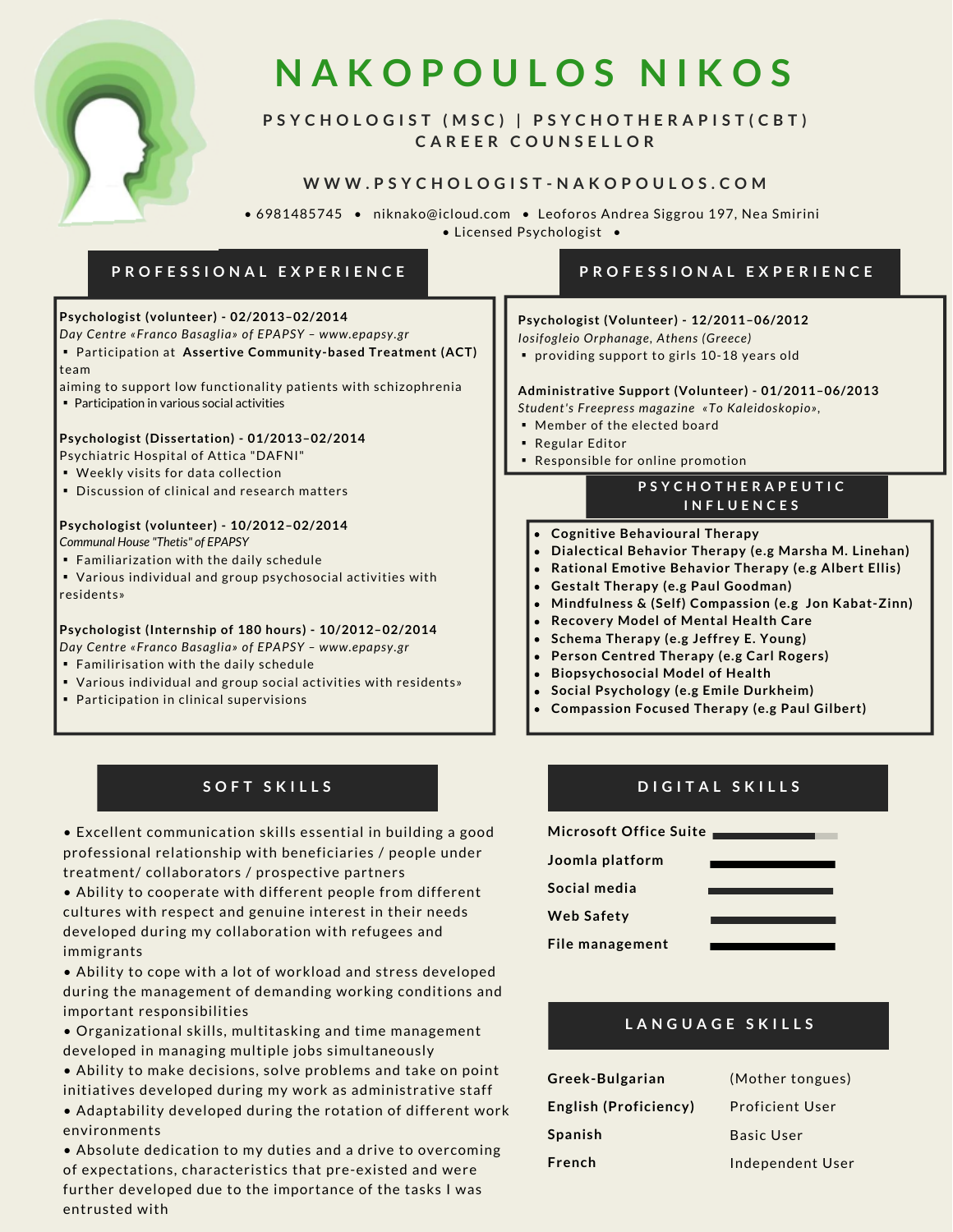# NAKOPOULOS NIKOS

**PSYCHOLOGIST (MSC) | PSYCHOTHERAPIST(CBT)**
**CAREER COUNSELLOR**

**WWW.PSYCHOLOGIST-NAKOPOULOS.COM**

• 6981485745 • niknako@icloud.com • Leoforos Andrea Siggrou 197, Nea Smirini
• Licensed Psychologist •

## PROFESSIONAL EXPERIENCE

**Psychologist (volunteer) - 02/2013–02/2014**
*Day Centre «Franco Basaglia» of EPAPSY – www.epapsy.gr*
- Participation at **Assertive Community-based Treatment (ACT)** team aiming to support low functionality patients with schizophrenia
- Participation in various social activities

**Psychologist (Dissertation) - 01/2013–02/2014**
Psychiatric Hospital of Attica "DAFNI"
- Weekly visits for data collection
- Discussion of clinical and research matters

**Psychologist (volunteer) - 10/2012–02/2014**
*Communal House "Thetis" of EPAPSY*
- Familiarization with the daily schedule
- Various individual and group psychosocial activities with residents»

**Psychologist (Internship of 180 hours) - 10/2012–02/2014**
*Day Centre «Franco Basaglia» of EPAPSY – www.epapsy.gr*
- Familirisation with the daily schedule
- Various individual and group social activities with residents»
- Participation in clinical supervisions

## PROFESSIONAL EXPERIENCE

**Psychologist (Volunteer) - 12/2011–06/2012**
*Iosifogleio Orphanage, Athens (Greece)*
- providing support to girls 10-18 years old

**Administrative Support (Volunteer) - 01/2011–06/2013**
*Student's Freepress magazine «To Kaleidoskopio»,*
- Member of the elected board
- Regular Editor
- Responsible for online promotion

## PSYCHOTHERAPEUTIC INFLUENCES

- **Cognitive Behavioural Therapy**
- **Dialectical Behavior Therapy (e.g Marsha M. Linehan)**
- **Rational Emotive Behavior Therapy (e.g Albert Ellis)**
- **Gestalt Therapy (e.g Paul Goodman)**
- **Mindfulness & (Self) Compassion (e.g Jon Kabat-Zinn)**
- **Recovery Model of Mental Health Care**
- **Schema Therapy (e.g Jeffrey E. Young)**
- **Person Centred Therapy (e.g Carl Rogers)**
- **Biopsychosocial Model of Health**
- **Social Psychology (e.g Emile Durkheim)**
- **Compassion Focused Therapy (e.g Paul Gilbert)**

## SOFT SKILLS

- Excellent communication skills essential in building a good professional relationship with beneficiaries / people under treatment/ collaborators / prospective partners
- Ability to cooperate with different people from different cultures with respect and genuine interest in their needs developed during my collaboration with refugees and immigrants
- Ability to cope with a lot of workload and stress developed during the management of demanding working conditions and important responsibilities
- Organizational skills, multitasking and time management developed in managing multiple jobs simultaneously
- Ability to make decisions, solve problems and take on point initiatives developed during my work as administrative staff
- Adaptability developed during the rotation of different work environments
- Absolute dedication to my duties and a drive to overcoming of expectations, characteristics that pre-existed and were further developed due to the importance of the tasks I was entrusted with

## DIGITAL SKILLS

**Microsoft Office Suite**
**Joomla platform**
**Social media**
**Web Safety**
**File management**

## LANGUAGE SKILLS

| | |
|---|---|
| **Greek-Bulgarian** | (Mother tongues) |
| **English (Proficiency)** | Proficient User |
| **Spanish** | Basic User |
| **French** | Independent User |